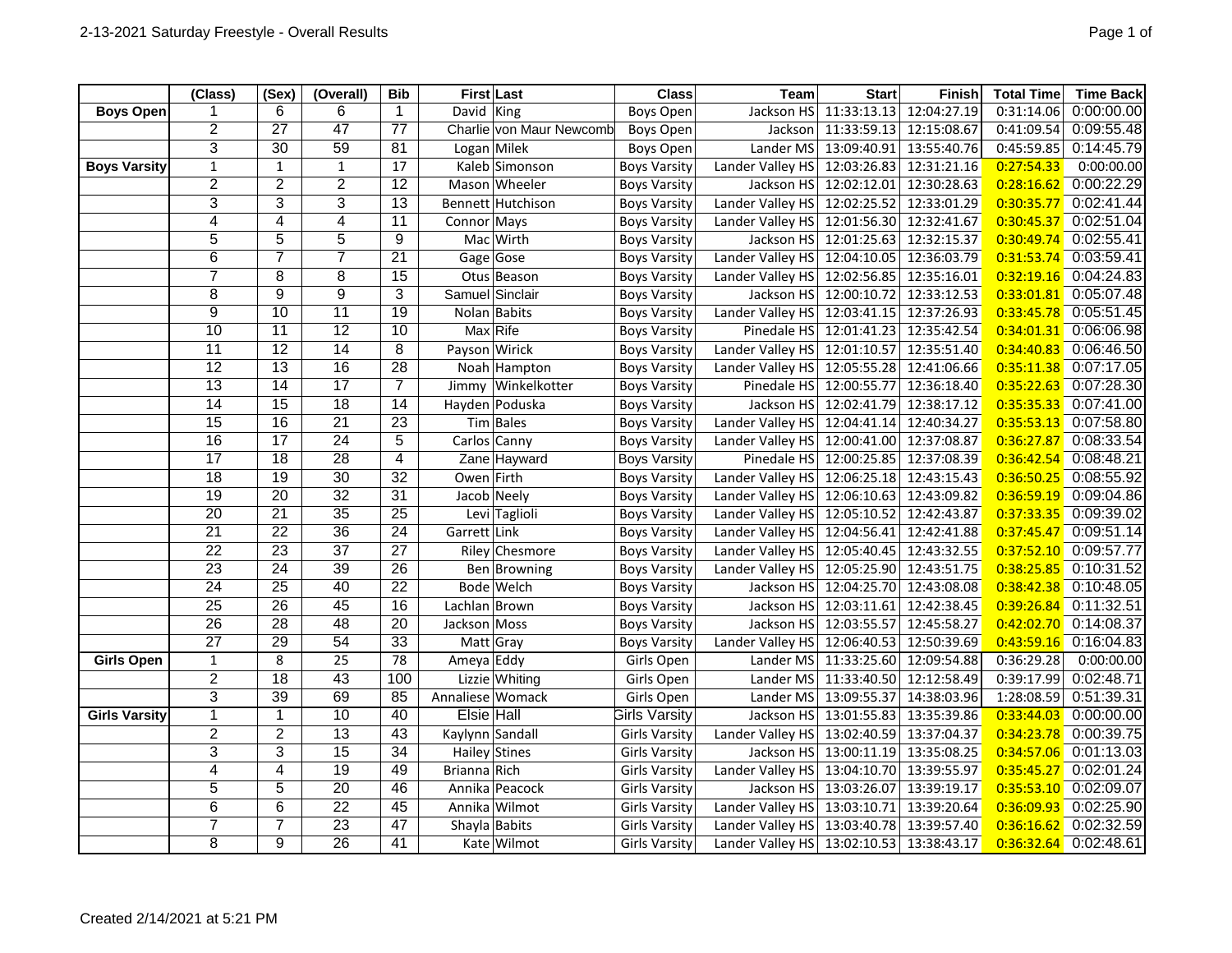# 2-13-2021 Saturday Freestyle - Overall Results

| | (Class) | (Sex) | (Overall) | Bib | First | Last | Class | Team | Start | Finish | Total Time | Time Back |
|---|---|---|---|---|---|---|---|---|---|---|---|---|
| **Boys Open** | 1 | 6 | 6 | 1 | David | King | Boys Open | Jackson HS | 11:33:13.13 | 12:04:27.19 | 0:31:14.06 | 0:00:00.00 |
| | 2 | 27 | 47 | 77 | Charlie | von Maur Newcomb | Boys Open | Jackson | 11:33:59.13 | 12:15:08.67 | 0:41:09.54 | 0:09:55.48 |
| | 3 | 30 | 59 | 81 | Logan | Milek | Boys Open | Lander MS | 13:09:40.91 | 13:55:40.76 | 0:45:59.85 | 0:14:45.79 |
| **Boys Varsity** | 1 | 1 | 1 | 17 | Kaleb | Simonson | Boys Varsity | Lander Valley HS | 12:03:26.83 | 12:31:21.16 | 0:27:54.33 | 0:00:00.00 |
| | 2 | 2 | 2 | 12 | Mason | Wheeler | Boys Varsity | Jackson HS | 12:02:12.01 | 12:30:28.63 | 0:28:16.62 | 0:00:22.29 |
| | 3 | 3 | 3 | 13 | Bennett | Hutchison | Boys Varsity | Lander Valley HS | 12:02:25.52 | 12:33:01.29 | 0:30:35.77 | 0:02:41.44 |
| | 4 | 4 | 4 | 11 | Connor | Mays | Boys Varsity | Lander Valley HS | 12:01:56.30 | 12:32:41.67 | 0:30:45.37 | 0:02:51.04 |
| | 5 | 5 | 5 | 9 | Mac | Wirth | Boys Varsity | Jackson HS | 12:01:25.63 | 12:32:15.37 | 0:30:49.74 | 0:02:55.41 |
| | 6 | 7 | 7 | 21 | Gage | Gose | Boys Varsity | Lander Valley HS | 12:04:10.05 | 12:36:03.79 | 0:31:53.74 | 0:03:59.41 |
| | 7 | 8 | 8 | 15 | Otus | Beason | Boys Varsity | Lander Valley HS | 12:02:56.85 | 12:35:16.01 | 0:32:19.16 | 0:04:24.83 |
| | 8 | 9 | 9 | 3 | Samuel | Sinclair | Boys Varsity | Jackson HS | 12:00:10.72 | 12:33:12.53 | 0:33:01.81 | 0:05:07.48 |
| | 9 | 10 | 11 | 19 | Nolan | Babits | Boys Varsity | Lander Valley HS | 12:03:41.15 | 12:37:26.93 | 0:33:45.78 | 0:05:51.45 |
| | 10 | 11 | 12 | 10 | Max | Rife | Boys Varsity | Pinedale HS | 12:01:41.23 | 12:35:42.54 | 0:34:01.31 | 0:06:06.98 |
| | 11 | 12 | 14 | 8 | Payson | Wirick | Boys Varsity | Lander Valley HS | 12:01:10.57 | 12:35:51.40 | 0:34:40.83 | 0:06:46.50 |
| | 12 | 13 | 16 | 28 | Noah | Hampton | Boys Varsity | Lander Valley HS | 12:05:55.28 | 12:41:06.66 | 0:35:11.38 | 0:07:17.05 |
| | 13 | 14 | 17 | 7 | Jimmy | Winkelkotter | Boys Varsity | Pinedale HS | 12:00:55.77 | 12:36:18.40 | 0:35:22.63 | 0:07:28.30 |
| | 14 | 15 | 18 | 14 | Hayden | Poduska | Boys Varsity | Jackson HS | 12:02:41.79 | 12:38:17.12 | 0:35:35.33 | 0:07:41.00 |
| | 15 | 16 | 21 | 23 | Tim | Bales | Boys Varsity | Lander Valley HS | 12:04:41.14 | 12:40:34.27 | 0:35:53.13 | 0:07:58.80 |
| | 16 | 17 | 24 | 5 | Carlos | Canny | Boys Varsity | Lander Valley HS | 12:00:41.00 | 12:37:08.87 | 0:36:27.87 | 0:08:33.54 |
| | 17 | 18 | 28 | 4 | Zane | Hayward | Boys Varsity | Pinedale HS | 12:00:25.85 | 12:37:08.39 | 0:36:42.54 | 0:08:48.21 |
| | 18 | 19 | 30 | 32 | Owen | Firth | Boys Varsity | Lander Valley HS | 12:06:25.18 | 12:43:15.43 | 0:36:50.25 | 0:08:55.92 |
| | 19 | 20 | 32 | 31 | Jacob | Neely | Boys Varsity | Lander Valley HS | 12:06:10.63 | 12:43:09.82 | 0:36:59.19 | 0:09:04.86 |
| | 20 | 21 | 35 | 25 | Levi | Taglioli | Boys Varsity | Lander Valley HS | 12:05:10.52 | 12:42:43.87 | 0:37:33.35 | 0:09:39.02 |
| | 21 | 22 | 36 | 24 | Garrett | Link | Boys Varsity | Lander Valley HS | 12:04:56.41 | 12:42:41.88 | 0:37:45.47 | 0:09:51.14 |
| | 22 | 23 | 37 | 27 | Riley | Chesmore | Boys Varsity | Lander Valley HS | 12:05:40.45 | 12:43:32.55 | 0:37:52.10 | 0:09:57.77 |
| | 23 | 24 | 39 | 26 | Ben | Browning | Boys Varsity | Lander Valley HS | 12:05:25.90 | 12:43:51.75 | 0:38:25.85 | 0:10:31.52 |
| | 24 | 25 | 40 | 22 | Bode | Welch | Boys Varsity | Jackson HS | 12:04:25.70 | 12:43:08.08 | 0:38:42.38 | 0:10:48.05 |
| | 25 | 26 | 45 | 16 | Lachlan | Brown | Boys Varsity | Jackson HS | 12:03:11.61 | 12:42:38.45 | 0:39:26.84 | 0:11:32.51 |
| | 26 | 28 | 48 | 20 | Jackson | Moss | Boys Varsity | Jackson HS | 12:03:55.57 | 12:45:58.27 | 0:42:02.70 | 0:14:08.37 |
| | 27 | 29 | 54 | 33 | Matt | Gray | Boys Varsity | Lander Valley HS | 12:06:40.53 | 12:50:39.69 | 0:43:59.16 | 0:16:04.83 |
| **Girls Open** | 1 | 8 | 25 | 78 | Ameya | Eddy | Girls Open | Lander MS | 11:33:25.60 | 12:09:54.88 | 0:36:29.28 | 0:00:00.00 |
| | 2 | 18 | 43 | 100 | Lizzie | Whiting | Girls Open | Lander MS | 11:33:40.50 | 12:12:58.49 | 0:39:17.99 | 0:02:48.71 |
| | 3 | 39 | 69 | 85 | Annaliese | Womack | Girls Open | Lander MS | 13:09:55.37 | 14:38:03.96 | 1:28:08.59 | 0:51:39.31 |
| **Girls Varsity** | 1 | 1 | 10 | 40 | Elsie | Hall | Girls Varsity | Jackson HS | 13:01:55.83 | 13:35:39.86 | 0:33:44.03 | 0:00:00.00 |
| | 2 | 2 | 13 | 43 | Kaylynn | Sandall | Girls Varsity | Lander Valley HS | 13:02:40.59 | 13:37:04.37 | 0:34:23.78 | 0:00:39.75 |
| | 3 | 3 | 15 | 34 | Hailey | Stines | Girls Varsity | Jackson HS | 13:00:11.19 | 13:35:08.25 | 0:34:57.06 | 0:01:13.03 |
| | 4 | 4 | 19 | 49 | Brianna | Rich | Girls Varsity | Lander Valley HS | 13:04:10.70 | 13:39:55.97 | 0:35:45.27 | 0:02:01.24 |
| | 5 | 5 | 20 | 46 | Annika | Peacock | Girls Varsity | Jackson HS | 13:03:26.07 | 13:39:19.17 | 0:35:53.10 | 0:02:09.07 |
| | 6 | 6 | 22 | 45 | Annika | Wilmot | Girls Varsity | Lander Valley HS | 13:03:10.71 | 13:39:20.64 | 0:36:09.93 | 0:02:25.90 |
| | 7 | 7 | 23 | 47 | Shayla | Babits | Girls Varsity | Lander Valley HS | 13:03:40.78 | 13:39:57.40 | 0:36:16.62 | 0:02:32.59 |
| | 8 | 9 | 26 | 41 | Kate | Wilmot | Girls Varsity | Lander Valley HS | 13:02:10.53 | 13:38:43.17 | 0:36:32.64 | 0:02:48.61 |

Created 2/14/2021 at 5:21 PM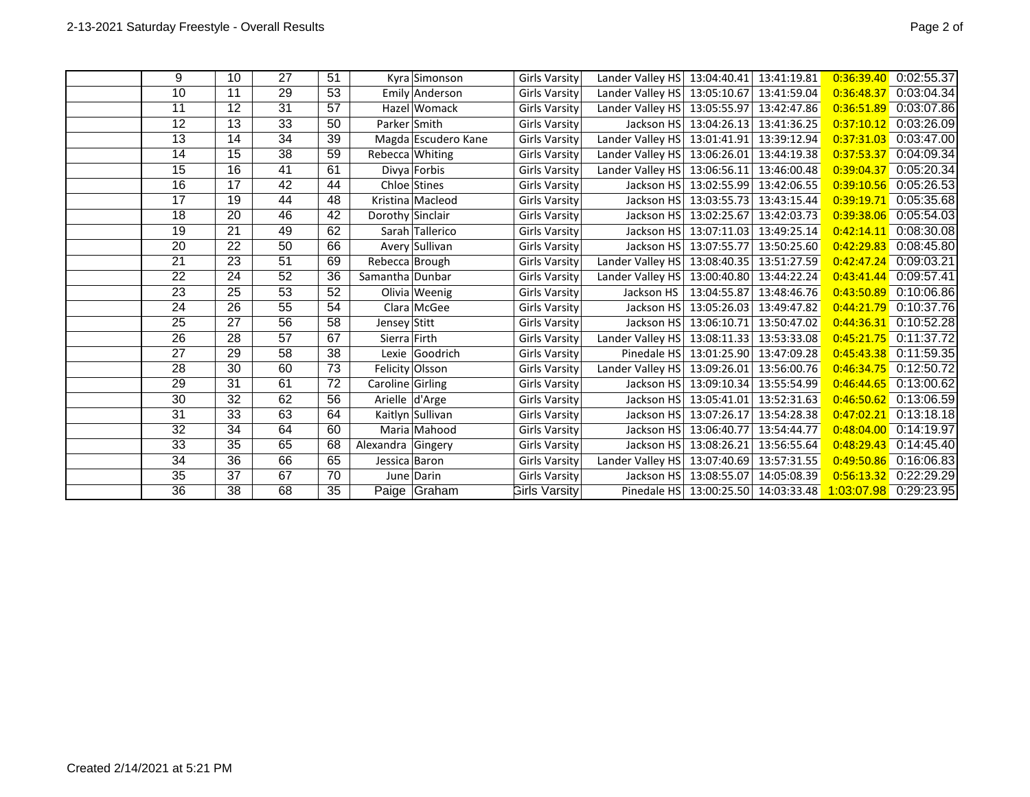| | | | | | | | | | | | | |
|---|---|---|---|---|---|---|---|---|---|---|---|---|
| | 9 | 10 | 27 | 51 | Kyra | Simonson | Girls Varsity | Lander Valley HS | 13:04:40.41 | 13:41:19.81 | 0:36:39.40 | 0:02:55.37 |
| | 10 | 11 | 29 | 53 | Emily | Anderson | Girls Varsity | Lander Valley HS | 13:05:10.67 | 13:41:59.04 | 0:36:48.37 | 0:03:04.34 |
| | 11 | 12 | 31 | 57 | Hazel | Womack | Girls Varsity | Lander Valley HS | 13:05:55.97 | 13:42:47.86 | 0:36:51.89 | 0:03:07.86 |
| | 12 | 13 | 33 | 50 | Parker | Smith | Girls Varsity | Jackson HS | 13:04:26.13 | 13:41:36.25 | 0:37:10.12 | 0:03:26.09 |
| | 13 | 14 | 34 | 39 | Magda | Escudero Kane | Girls Varsity | Lander Valley HS | 13:01:41.91 | 13:39:12.94 | 0:37:31.03 | 0:03:47.00 |
| | 14 | 15 | 38 | 59 | Rebecca | Whiting | Girls Varsity | Lander Valley HS | 13:06:26.01 | 13:44:19.38 | 0:37:53.37 | 0:04:09.34 |
| | 15 | 16 | 41 | 61 | Divya | Forbis | Girls Varsity | Lander Valley HS | 13:06:56.11 | 13:46:00.48 | 0:39:04.37 | 0:05:20.34 |
| | 16 | 17 | 42 | 44 | Chloe | Stines | Girls Varsity | Jackson HS | 13:02:55.99 | 13:42:06.55 | 0:39:10.56 | 0:05:26.53 |
| | 17 | 19 | 44 | 48 | Kristina | Macleod | Girls Varsity | Jackson HS | 13:03:55.73 | 13:43:15.44 | 0:39:19.71 | 0:05:35.68 |
| | 18 | 20 | 46 | 42 | Dorothy | Sinclair | Girls Varsity | Jackson HS | 13:02:25.67 | 13:42:03.73 | 0:39:38.06 | 0:05:54.03 |
| | 19 | 21 | 49 | 62 | Sarah | Tallerico | Girls Varsity | Jackson HS | 13:07:11.03 | 13:49:25.14 | 0:42:14.11 | 0:08:30.08 |
| | 20 | 22 | 50 | 66 | Avery | Sullivan | Girls Varsity | Jackson HS | 13:07:55.77 | 13:50:25.60 | 0:42:29.83 | 0:08:45.80 |
| | 21 | 23 | 51 | 69 | Rebecca | Brough | Girls Varsity | Lander Valley HS | 13:08:40.35 | 13:51:27.59 | 0:42:47.24 | 0:09:03.21 |
| | 22 | 24 | 52 | 36 | Samantha | Dunbar | Girls Varsity | Lander Valley HS | 13:00:40.80 | 13:44:22.24 | 0:43:41.44 | 0:09:57.41 |
| | 23 | 25 | 53 | 52 | Olivia | Weenig | Girls Varsity | Jackson HS | 13:04:55.87 | 13:48:46.76 | 0:43:50.89 | 0:10:06.86 |
| | 24 | 26 | 55 | 54 | Clara | McGee | Girls Varsity | Jackson HS | 13:05:26.03 | 13:49:47.82 | 0:44:21.79 | 0:10:37.76 |
| | 25 | 27 | 56 | 58 | Jensey | Stitt | Girls Varsity | Jackson HS | 13:06:10.71 | 13:50:47.02 | 0:44:36.31 | 0:10:52.28 |
| | 26 | 28 | 57 | 67 | Sierra | Firth | Girls Varsity | Lander Valley HS | 13:08:11.33 | 13:53:33.08 | 0:45:21.75 | 0:11:37.72 |
| | 27 | 29 | 58 | 38 | Lexie | Goodrich | Girls Varsity | Pinedale HS | 13:01:25.90 | 13:47:09.28 | 0:45:43.38 | 0:11:59.35 |
| | 28 | 30 | 60 | 73 | Felicity | Olsson | Girls Varsity | Lander Valley HS | 13:09:26.01 | 13:56:00.76 | 0:46:34.75 | 0:12:50.72 |
| | 29 | 31 | 61 | 72 | Caroline | Girling | Girls Varsity | Jackson HS | 13:09:10.34 | 13:55:54.99 | 0:46:44.65 | 0:13:00.62 |
| | 30 | 32 | 62 | 56 | Arielle | d'Arge | Girls Varsity | Jackson HS | 13:05:41.01 | 13:52:31.63 | 0:46:50.62 | 0:13:06.59 |
| | 31 | 33 | 63 | 64 | Kaitlyn | Sullivan | Girls Varsity | Jackson HS | 13:07:26.17 | 13:54:28.38 | 0:47:02.21 | 0:13:18.18 |
| | 32 | 34 | 64 | 60 | Maria | Mahood | Girls Varsity | Jackson HS | 13:06:40.77 | 13:54:44.77 | 0:48:04.00 | 0:14:19.97 |
| | 33 | 35 | 65 | 68 | Alexandra | Gingery | Girls Varsity | Jackson HS | 13:08:26.21 | 13:56:55.64 | 0:48:29.43 | 0:14:45.40 |
| | 34 | 36 | 66 | 65 | Jessica | Baron | Girls Varsity | Lander Valley HS | 13:07:40.69 | 13:57:31.55 | 0:49:50.86 | 0:16:06.83 |
| | 35 | 37 | 67 | 70 | June | Darin | Girls Varsity | Jackson HS | 13:08:55.07 | 14:05:08.39 | 0:56:13.32 | 0:22:29.29 |
| | 36 | 38 | 68 | 35 | Paige | Graham | Girls Varsity | Pinedale HS | 13:00:25.50 | 14:03:33.48 | 1:03:07.98 | 0:29:23.95 |

Created 2/14/2021 at 5:21 PM